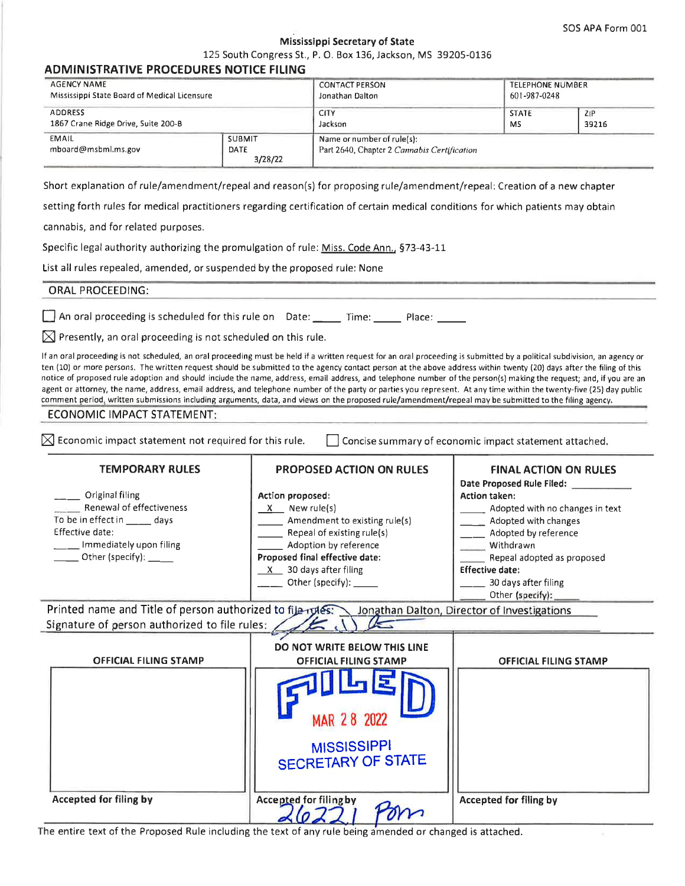SOS APA Form 001

**Mississippi Secretary of State**

125 South Congress St., P. O. Box 136, Jackson, MS 39205-0136

## ADMINISTRATIVE PROCEDURES NOTICE FILING

| AGENCY NAME<br>Mississippi State Board of Medical Licensure | | CONTACT PERSON<br>Jonathan Dalton | TELEPHONE NUMBER<br>601-987-0248 | |
|---|---|---|---|---|
| ADDRESS<br>1867 Crane Ridge Drive, Suite 200-B | | CITY<br>Jackson | STATE<br>MS | ZIP<br>39216 |
| EMAIL<br>mboard@msbml.ms.gov | SUBMIT DATE<br>3/28/22 | Name or number of rule(s):<br>Part 2640, Chapter 2 *Cannabis Certification* | | |

Short explanation of rule/amendment/repeal and reason(s) for proposing rule/amendment/repeal: Creation of a new chapter setting forth rules for medical practitioners regarding certification of certain medical conditions for which patients may obtain cannabis, and for related purposes.

Specific legal authority authorizing the promulgation of rule: Miss. Code Ann., §73-43-11

List all rules repealed, amended, or suspended by the proposed rule: None

### ORAL PROCEEDING:

☐ An oral proceeding is scheduled for this rule on Date: _____ Time: _____ Place: _____

☒ Presently, an oral proceeding is not scheduled on this rule.

If an oral proceeding is not scheduled, an oral proceeding must be held if a written request for an oral proceeding is submitted by a political subdivision, an agency or ten (10) or more persons. The written request should be submitted to the agency contact person at the above address within twenty (20) days after the filing of this notice of proposed rule adoption and should include the name, address, email address, and telephone number of the person(s) making the request; and, if you are an agent or attorney, the name, address, email address, and telephone number of the party or parties you represent. At any time within the twenty-five (25) day public comment period, written submissions including arguments, data, and views on the proposed rule/amendment/repeal may be submitted to the filing agency.

### ECONOMIC IMPACT STATEMENT:

☒ Economic impact statement not required for this rule. ☐ Concise summary of economic impact statement attached.

| TEMPORARY RULES | PROPOSED ACTION ON RULES | FINAL ACTION ON RULES |
|---|---|---|
| ____ Original filing<br>____ Renewal of effectiveness<br>To be in effect in _____ days<br>Effective date:<br>____ Immediately upon filing<br>_____ Other (specify): _____ | **Action proposed:**<br>__X__ New rule(s)<br>_____ Amendment to existing rule(s)<br>_____ Repeal of existing rule(s)<br>_____ Adoption by reference<br>**Proposed final effective date:**<br>__X__ 30 days after filing<br>_____ Other (specify): _____ | **Date Proposed Rule Filed:** ___________<br>**Action taken:**<br>_____ Adopted with no changes in text<br>_____ Adopted with changes<br>_____ Adopted by reference<br>_____ Withdrawn<br>_____ Repeal adopted as proposed<br>**Effective date:**<br>_____ 30 days after filing<br>_____ Other (specify): _____ |

Printed name and Title of person authorized to file rules: Jonathan Dalton, Director of Investigations

Signature of person authorized to file rules: [signature]

DO NOT WRITE BELOW THIS LINE

| OFFICIAL FILING STAMP | OFFICIAL FILING STAMP | OFFICIAL FILING STAMP |
|---|---|---|
| | FILED<br>MAR 28 2022<br>MISSISSIPPI SECRETARY OF STATE | |
| Accepted for filing by | Accepted for filing by<br>26221 Pom | Accepted for filing by |

The entire text of the Proposed Rule including the text of any rule being amended or changed is attached.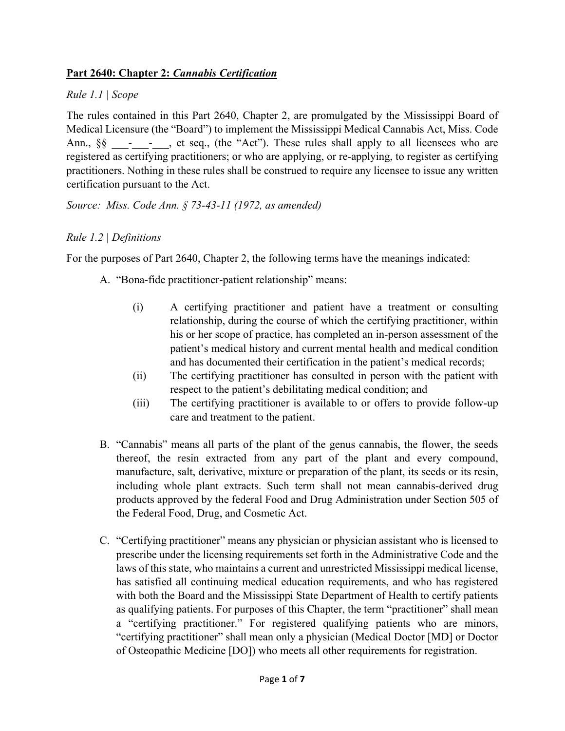**Part 2640: Chapter 2: *Cannabis Certification***

*Rule 1.1 | Scope*

The rules contained in this Part 2640, Chapter 2, are promulgated by the Mississippi Board of Medical Licensure (the "Board") to implement the Mississippi Medical Cannabis Act, Miss. Code Ann., §§ ___-___-___, et seq., (the "Act"). These rules shall apply to all licensees who are registered as certifying practitioners; or who are applying, or re-applying, to register as certifying practitioners. Nothing in these rules shall be construed to require any licensee to issue any written certification pursuant to the Act.

*Source: Miss. Code Ann. § 73-43-11 (1972, as amended)*

*Rule 1.2 | Definitions*

For the purposes of Part 2640, Chapter 2, the following terms have the meanings indicated:

A. "Bona-fide practitioner-patient relationship" means:

   (i) A certifying practitioner and patient have a treatment or consulting relationship, during the course of which the certifying practitioner, within his or her scope of practice, has completed an in-person assessment of the patient's medical history and current mental health and medical condition and has documented their certification in the patient's medical records;

   (ii) The certifying practitioner has consulted in person with the patient with respect to the patient's debilitating medical condition; and

   (iii) The certifying practitioner is available to or offers to provide follow-up care and treatment to the patient.

B. "Cannabis" means all parts of the plant of the genus cannabis, the flower, the seeds thereof, the resin extracted from any part of the plant and every compound, manufacture, salt, derivative, mixture or preparation of the plant, its seeds or its resin, including whole plant extracts. Such term shall not mean cannabis-derived drug products approved by the federal Food and Drug Administration under Section 505 of the Federal Food, Drug, and Cosmetic Act.

C. "Certifying practitioner" means any physician or physician assistant who is licensed to prescribe under the licensing requirements set forth in the Administrative Code and the laws of this state, who maintains a current and unrestricted Mississippi medical license, has satisfied all continuing medical education requirements, and who has registered with both the Board and the Mississippi State Department of Health to certify patients as qualifying patients. For purposes of this Chapter, the term "practitioner" shall mean a "certifying practitioner." For registered qualifying patients who are minors, "certifying practitioner" shall mean only a physician (Medical Doctor [MD] or Doctor of Osteopathic Medicine [DO]) who meets all other requirements for registration.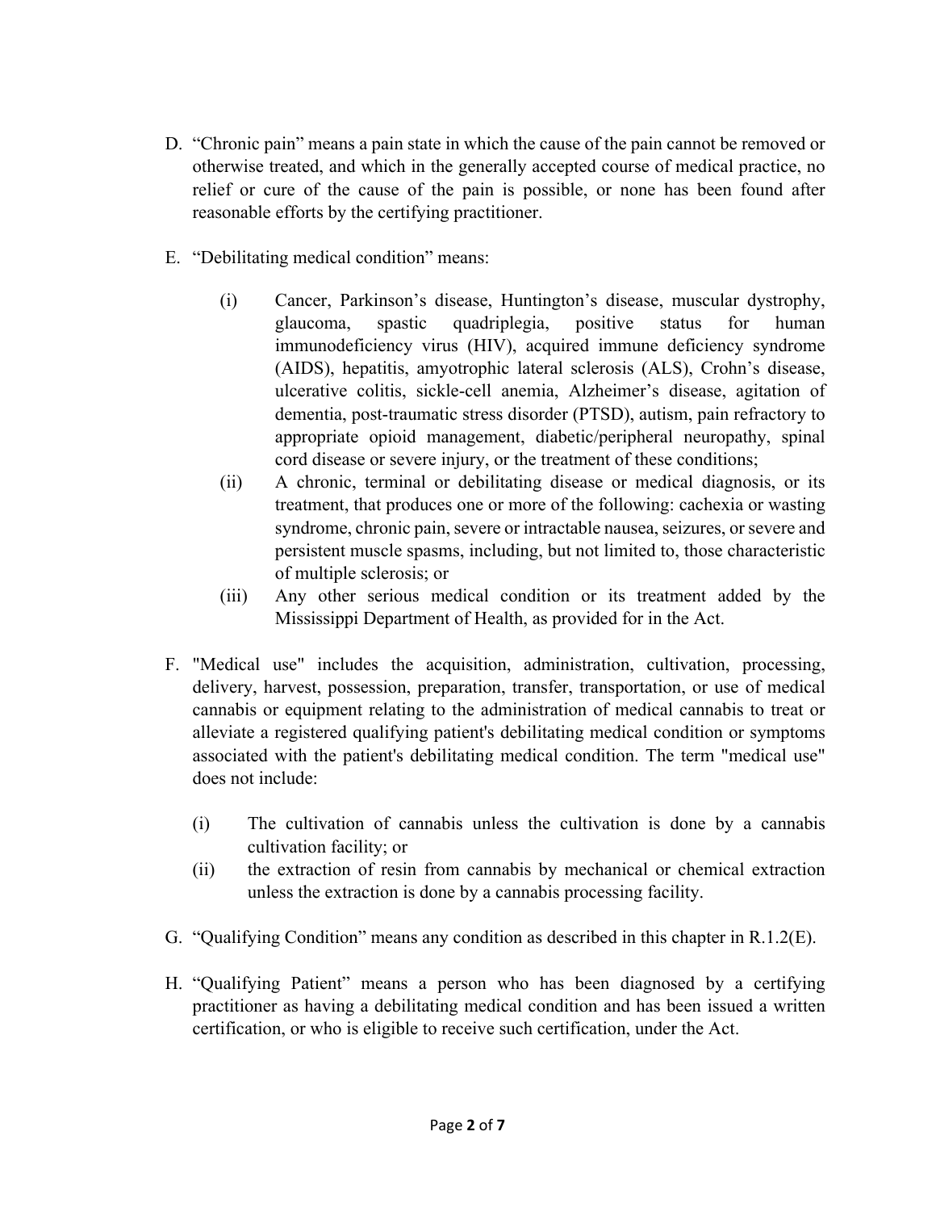D. "Chronic pain" means a pain state in which the cause of the pain cannot be removed or otherwise treated, and which in the generally accepted course of medical practice, no relief or cure of the cause of the pain is possible, or none has been found after reasonable efforts by the certifying practitioner.

E. "Debilitating medical condition" means:

   (i) Cancer, Parkinson's disease, Huntington's disease, muscular dystrophy, glaucoma, spastic quadriplegia, positive status for human immunodeficiency virus (HIV), acquired immune deficiency syndrome (AIDS), hepatitis, amyotrophic lateral sclerosis (ALS), Crohn's disease, ulcerative colitis, sickle-cell anemia, Alzheimer's disease, agitation of dementia, post-traumatic stress disorder (PTSD), autism, pain refractory to appropriate opioid management, diabetic/peripheral neuropathy, spinal cord disease or severe injury, or the treatment of these conditions;

   (ii) A chronic, terminal or debilitating disease or medical diagnosis, or its treatment, that produces one or more of the following: cachexia or wasting syndrome, chronic pain, severe or intractable nausea, seizures, or severe and persistent muscle spasms, including, but not limited to, those characteristic of multiple sclerosis; or

   (iii) Any other serious medical condition or its treatment added by the Mississippi Department of Health, as provided for in the Act.

F. "Medical use" includes the acquisition, administration, cultivation, processing, delivery, harvest, possession, preparation, transfer, transportation, or use of medical cannabis or equipment relating to the administration of medical cannabis to treat or alleviate a registered qualifying patient's debilitating medical condition or symptoms associated with the patient's debilitating medical condition. The term "medical use" does not include:

   (i) The cultivation of cannabis unless the cultivation is done by a cannabis cultivation facility; or

   (ii) the extraction of resin from cannabis by mechanical or chemical extraction unless the extraction is done by a cannabis processing facility.

G. "Qualifying Condition" means any condition as described in this chapter in R.1.2(E).

H. "Qualifying Patient" means a person who has been diagnosed by a certifying practitioner as having a debilitating medical condition and has been issued a written certification, or who is eligible to receive such certification, under the Act.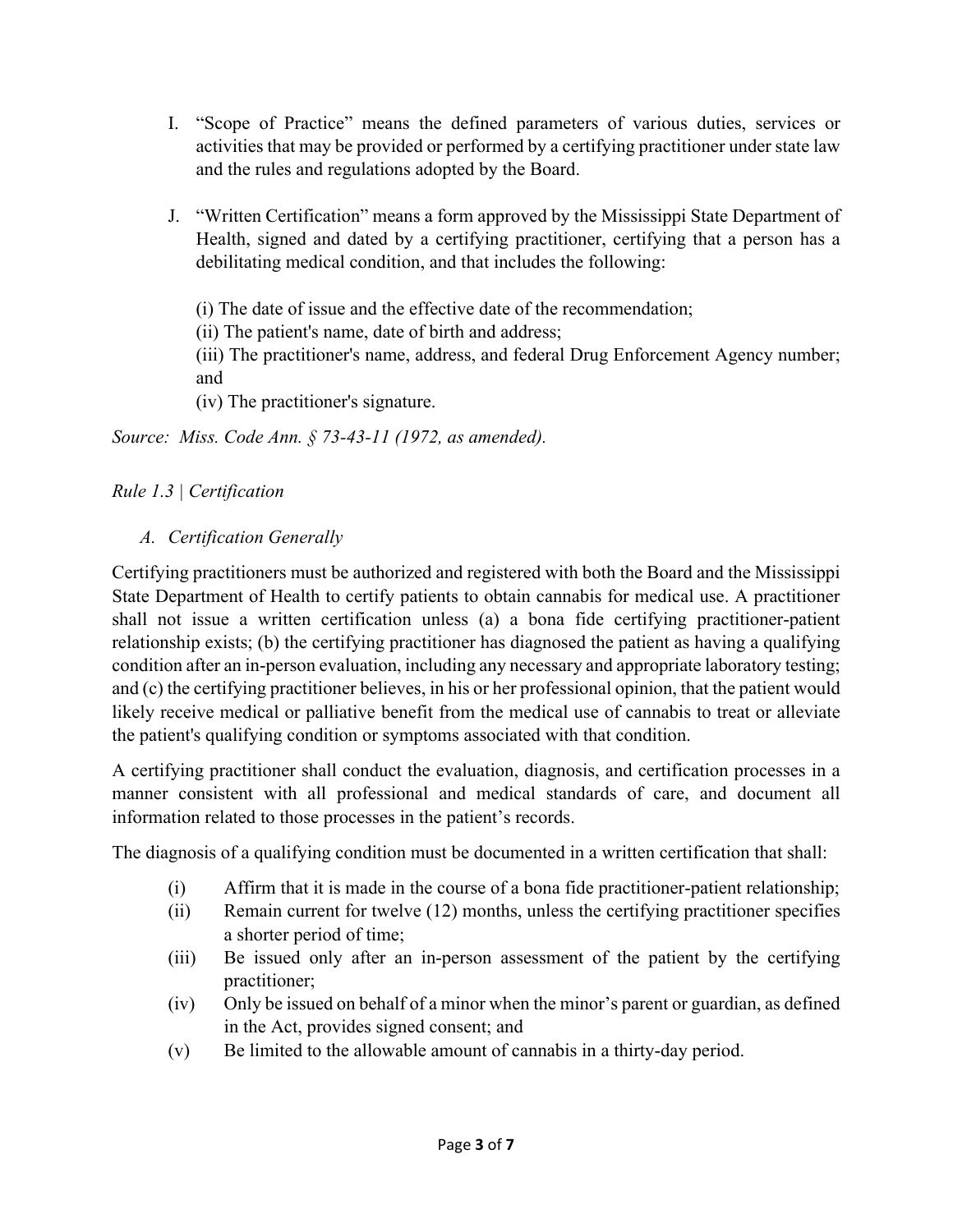I. "Scope of Practice" means the defined parameters of various duties, services or activities that may be provided or performed by a certifying practitioner under state law and the rules and regulations adopted by the Board.

J. "Written Certification" means a form approved by the Mississippi State Department of Health, signed and dated by a certifying practitioner, certifying that a person has a debilitating medical condition, and that includes the following:

   (i) The date of issue and the effective date of the recommendation;
   (ii) The patient's name, date of birth and address;
   (iii) The practitioner's name, address, and federal Drug Enforcement Agency number; and
   (iv) The practitioner's signature.

*Source: Miss. Code Ann. § 73-43-11 (1972, as amended).*

*Rule 1.3 | Certification*

*A. Certification Generally*

Certifying practitioners must be authorized and registered with both the Board and the Mississippi State Department of Health to certify patients to obtain cannabis for medical use. A practitioner shall not issue a written certification unless (a) a bona fide certifying practitioner-patient relationship exists; (b) the certifying practitioner has diagnosed the patient as having a qualifying condition after an in-person evaluation, including any necessary and appropriate laboratory testing; and (c) the certifying practitioner believes, in his or her professional opinion, that the patient would likely receive medical or palliative benefit from the medical use of cannabis to treat or alleviate the patient's qualifying condition or symptoms associated with that condition.

A certifying practitioner shall conduct the evaluation, diagnosis, and certification processes in a manner consistent with all professional and medical standards of care, and document all information related to those processes in the patient's records.

The diagnosis of a qualifying condition must be documented in a written certification that shall:

(i) Affirm that it is made in the course of a bona fide practitioner-patient relationship;
(ii) Remain current for twelve (12) months, unless the certifying practitioner specifies a shorter period of time;
(iii) Be issued only after an in-person assessment of the patient by the certifying practitioner;
(iv) Only be issued on behalf of a minor when the minor's parent or guardian, as defined in the Act, provides signed consent; and
(v) Be limited to the allowable amount of cannabis in a thirty-day period.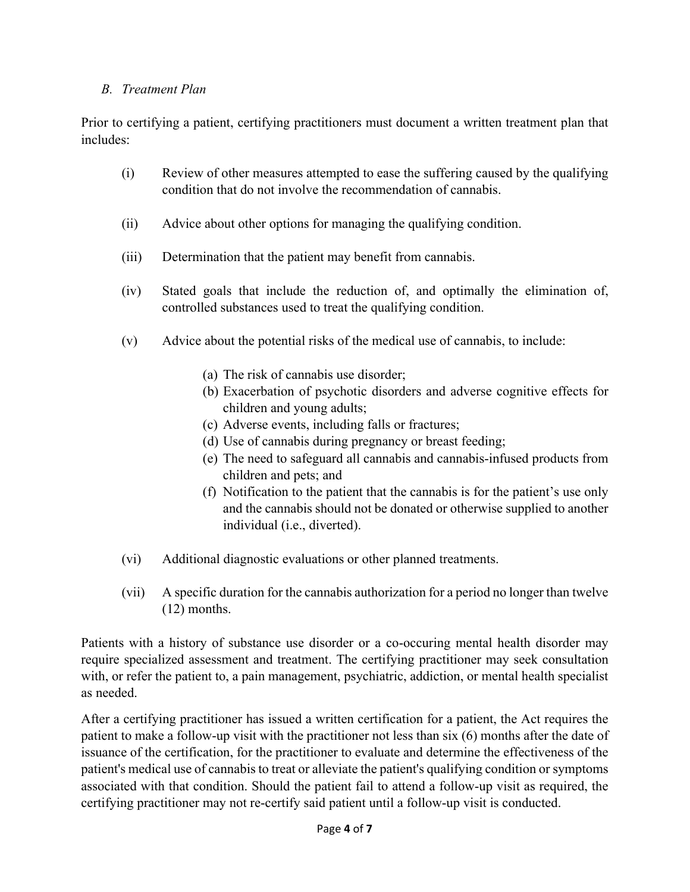*B. Treatment Plan*

Prior to certifying a patient, certifying practitioners must document a written treatment plan that includes:

(i) Review of other measures attempted to ease the suffering caused by the qualifying condition that do not involve the recommendation of cannabis.

(ii) Advice about other options for managing the qualifying condition.

(iii) Determination that the patient may benefit from cannabis.

(iv) Stated goals that include the reduction of, and optimally the elimination of, controlled substances used to treat the qualifying condition.

(v) Advice about the potential risks of the medical use of cannabis, to include:

(a) The risk of cannabis use disorder;
(b) Exacerbation of psychotic disorders and adverse cognitive effects for children and young adults;
(c) Adverse events, including falls or fractures;
(d) Use of cannabis during pregnancy or breast feeding;
(e) The need to safeguard all cannabis and cannabis-infused products from children and pets; and
(f) Notification to the patient that the cannabis is for the patient's use only and the cannabis should not be donated or otherwise supplied to another individual (i.e., diverted).

(vi) Additional diagnostic evaluations or other planned treatments.

(vii) A specific duration for the cannabis authorization for a period no longer than twelve (12) months.

Patients with a history of substance use disorder or a co-occuring mental health disorder may require specialized assessment and treatment. The certifying practitioner may seek consultation with, or refer the patient to, a pain management, psychiatric, addiction, or mental health specialist as needed.

After a certifying practitioner has issued a written certification for a patient, the Act requires the patient to make a follow-up visit with the practitioner not less than six (6) months after the date of issuance of the certification, for the practitioner to evaluate and determine the effectiveness of the patient's medical use of cannabis to treat or alleviate the patient's qualifying condition or symptoms associated with that condition. Should the patient fail to attend a follow-up visit as required, the certifying practitioner may not re-certify said patient until a follow-up visit is conducted.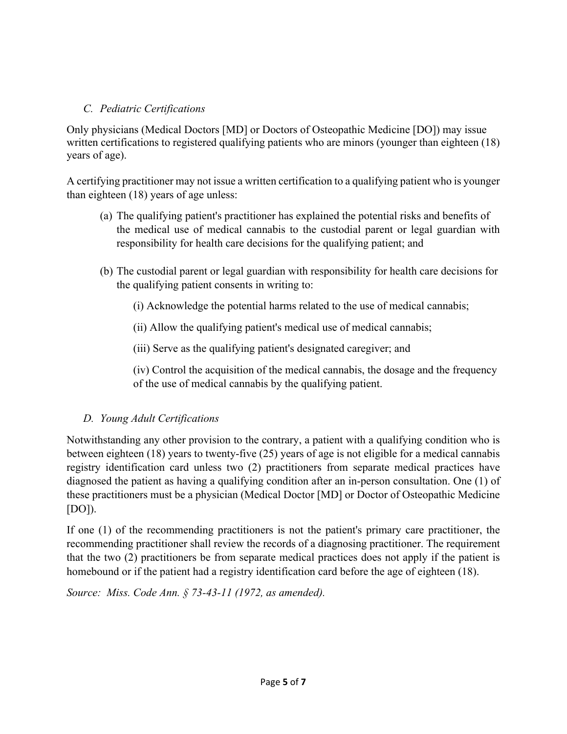### *C. Pediatric Certifications*

Only physicians (Medical Doctors [MD] or Doctors of Osteopathic Medicine [DO]) may issue written certifications to registered qualifying patients who are minors (younger than eighteen (18) years of age).

A certifying practitioner may not issue a written certification to a qualifying patient who is younger than eighteen (18) years of age unless:

(a) The qualifying patient's practitioner has explained the potential risks and benefits of the medical use of medical cannabis to the custodial parent or legal guardian with responsibility for health care decisions for the qualifying patient; and

(b) The custodial parent or legal guardian with responsibility for health care decisions for the qualifying patient consents in writing to:

(i) Acknowledge the potential harms related to the use of medical cannabis;

(ii) Allow the qualifying patient's medical use of medical cannabis;

(iii) Serve as the qualifying patient's designated caregiver; and

(iv) Control the acquisition of the medical cannabis, the dosage and the frequency of the use of medical cannabis by the qualifying patient.

### *D. Young Adult Certifications*

Notwithstanding any other provision to the contrary, a patient with a qualifying condition who is between eighteen (18) years to twenty-five (25) years of age is not eligible for a medical cannabis registry identification card unless two (2) practitioners from separate medical practices have diagnosed the patient as having a qualifying condition after an in-person consultation. One (1) of these practitioners must be a physician (Medical Doctor [MD] or Doctor of Osteopathic Medicine [DO]).

If one (1) of the recommending practitioners is not the patient's primary care practitioner, the recommending practitioner shall review the records of a diagnosing practitioner. The requirement that the two (2) practitioners be from separate medical practices does not apply if the patient is homebound or if the patient had a registry identification card before the age of eighteen (18).

*Source: Miss. Code Ann. § 73-43-11 (1972, as amended).*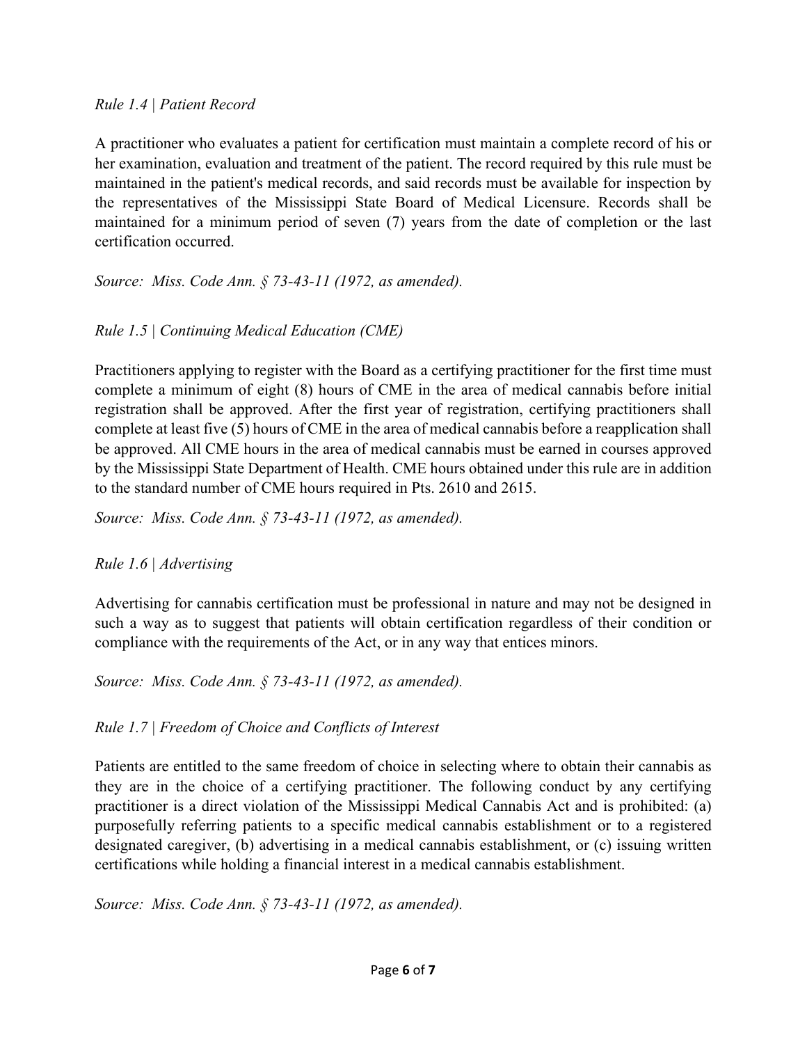*Rule 1.4 | Patient Record*

A practitioner who evaluates a patient for certification must maintain a complete record of his or her examination, evaluation and treatment of the patient. The record required by this rule must be maintained in the patient's medical records, and said records must be available for inspection by the representatives of the Mississippi State Board of Medical Licensure. Records shall be maintained for a minimum period of seven (7) years from the date of completion or the last certification occurred.

*Source: Miss. Code Ann. § 73-43-11 (1972, as amended).*

*Rule 1.5 | Continuing Medical Education (CME)*

Practitioners applying to register with the Board as a certifying practitioner for the first time must complete a minimum of eight (8) hours of CME in the area of medical cannabis before initial registration shall be approved. After the first year of registration, certifying practitioners shall complete at least five (5) hours of CME in the area of medical cannabis before a reapplication shall be approved. All CME hours in the area of medical cannabis must be earned in courses approved by the Mississippi State Department of Health. CME hours obtained under this rule are in addition to the standard number of CME hours required in Pts. 2610 and 2615.

*Source: Miss. Code Ann. § 73-43-11 (1972, as amended).*

*Rule 1.6 | Advertising*

Advertising for cannabis certification must be professional in nature and may not be designed in such a way as to suggest that patients will obtain certification regardless of their condition or compliance with the requirements of the Act, or in any way that entices minors.

*Source: Miss. Code Ann. § 73-43-11 (1972, as amended).*

*Rule 1.7 | Freedom of Choice and Conflicts of Interest*

Patients are entitled to the same freedom of choice in selecting where to obtain their cannabis as they are in the choice of a certifying practitioner. The following conduct by any certifying practitioner is a direct violation of the Mississippi Medical Cannabis Act and is prohibited: (a) purposefully referring patients to a specific medical cannabis establishment or to a registered designated caregiver, (b) advertising in a medical cannabis establishment, or (c) issuing written certifications while holding a financial interest in a medical cannabis establishment.

*Source: Miss. Code Ann. § 73-43-11 (1972, as amended).*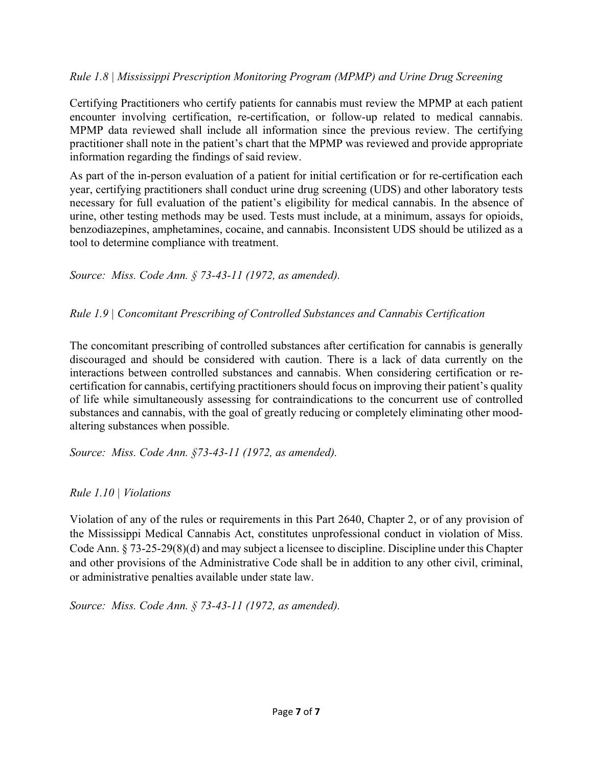*Rule 1.8 | Mississippi Prescription Monitoring Program (MPMP) and Urine Drug Screening*

Certifying Practitioners who certify patients for cannabis must review the MPMP at each patient encounter involving certification, re-certification, or follow-up related to medical cannabis. MPMP data reviewed shall include all information since the previous review. The certifying practitioner shall note in the patient's chart that the MPMP was reviewed and provide appropriate information regarding the findings of said review.

As part of the in-person evaluation of a patient for initial certification or for re-certification each year, certifying practitioners shall conduct urine drug screening (UDS) and other laboratory tests necessary for full evaluation of the patient's eligibility for medical cannabis. In the absence of urine, other testing methods may be used. Tests must include, at a minimum, assays for opioids, benzodiazepines, amphetamines, cocaine, and cannabis. Inconsistent UDS should be utilized as a tool to determine compliance with treatment.

*Source: Miss. Code Ann. § 73-43-11 (1972, as amended).*

*Rule 1.9 | Concomitant Prescribing of Controlled Substances and Cannabis Certification*

The concomitant prescribing of controlled substances after certification for cannabis is generally discouraged and should be considered with caution. There is a lack of data currently on the interactions between controlled substances and cannabis. When considering certification or re-certification for cannabis, certifying practitioners should focus on improving their patient's quality of life while simultaneously assessing for contraindications to the concurrent use of controlled substances and cannabis, with the goal of greatly reducing or completely eliminating other mood-altering substances when possible.

*Source: Miss. Code Ann. §73-43-11 (1972, as amended).*

*Rule 1.10 | Violations*

Violation of any of the rules or requirements in this Part 2640, Chapter 2, or of any provision of the Mississippi Medical Cannabis Act, constitutes unprofessional conduct in violation of Miss. Code Ann. § 73-25-29(8)(d) and may subject a licensee to discipline. Discipline under this Chapter and other provisions of the Administrative Code shall be in addition to any other civil, criminal, or administrative penalties available under state law.

*Source: Miss. Code Ann. § 73-43-11 (1972, as amended).*